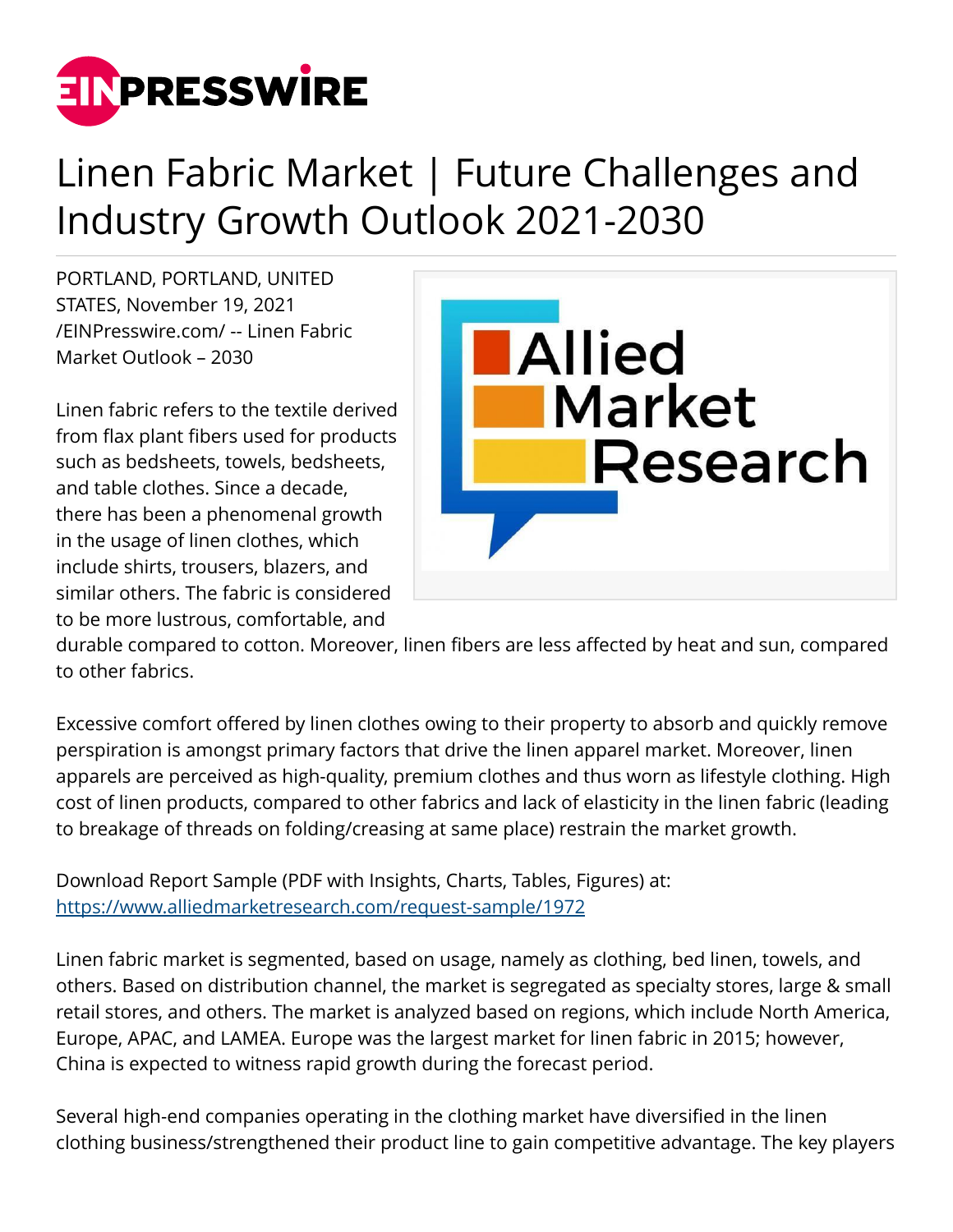# Linen Fabric Market | Future Challenges and Industry Growth Outlook 2021-2030

PORTLAND, PORTLAND, UNITED STATES, November 19, 2021 /EINPresswire.com/ -- Linen Fabric Market Outlook – 2030

Linen fabric refers to the textile derived from flax plant fibers used for products such as bedsheets, towels, bedsheets, and table clothes. Since a decade, there has been a phenomenal growth in the usage of linen clothes, which include shirts, trousers, blazers, and similar others. The fabric is considered to be more lustrous, comfortable, and durable compared to cotton. Moreover, linen fibers are less affected by heat and sun, compared to other fabrics.

Excessive comfort offered by linen clothes owing to their property to absorb and quickly remove perspiration is amongst primary factors that drive the linen apparel market. Moreover, linen apparels are perceived as high-quality, premium clothes and thus worn as lifestyle clothing. High cost of linen products, compared to other fabrics and lack of elasticity in the linen fabric (leading to breakage of threads on folding/creasing at same place) restrain the market growth.

Download Report Sample (PDF with Insights, Charts, Tables, Figures) at: [https://www.alliedmarketresearch.com/request-sample/1972](https://www.alliedmarketresearch.com/request-sample/1972)

Linen fabric market is segmented, based on usage, namely as clothing, bed linen, towels, and others. Based on distribution channel, the market is segregated as specialty stores, large & small retail stores, and others. The market is analyzed based on regions, which include North America, Europe, APAC, and LAMEA. Europe was the largest market for linen fabric in 2015; however, China is expected to witness rapid growth during the forecast period.

Several high-end companies operating in the clothing market have diversified in the linen clothing business/strengthened their product line to gain competitive advantage. The key players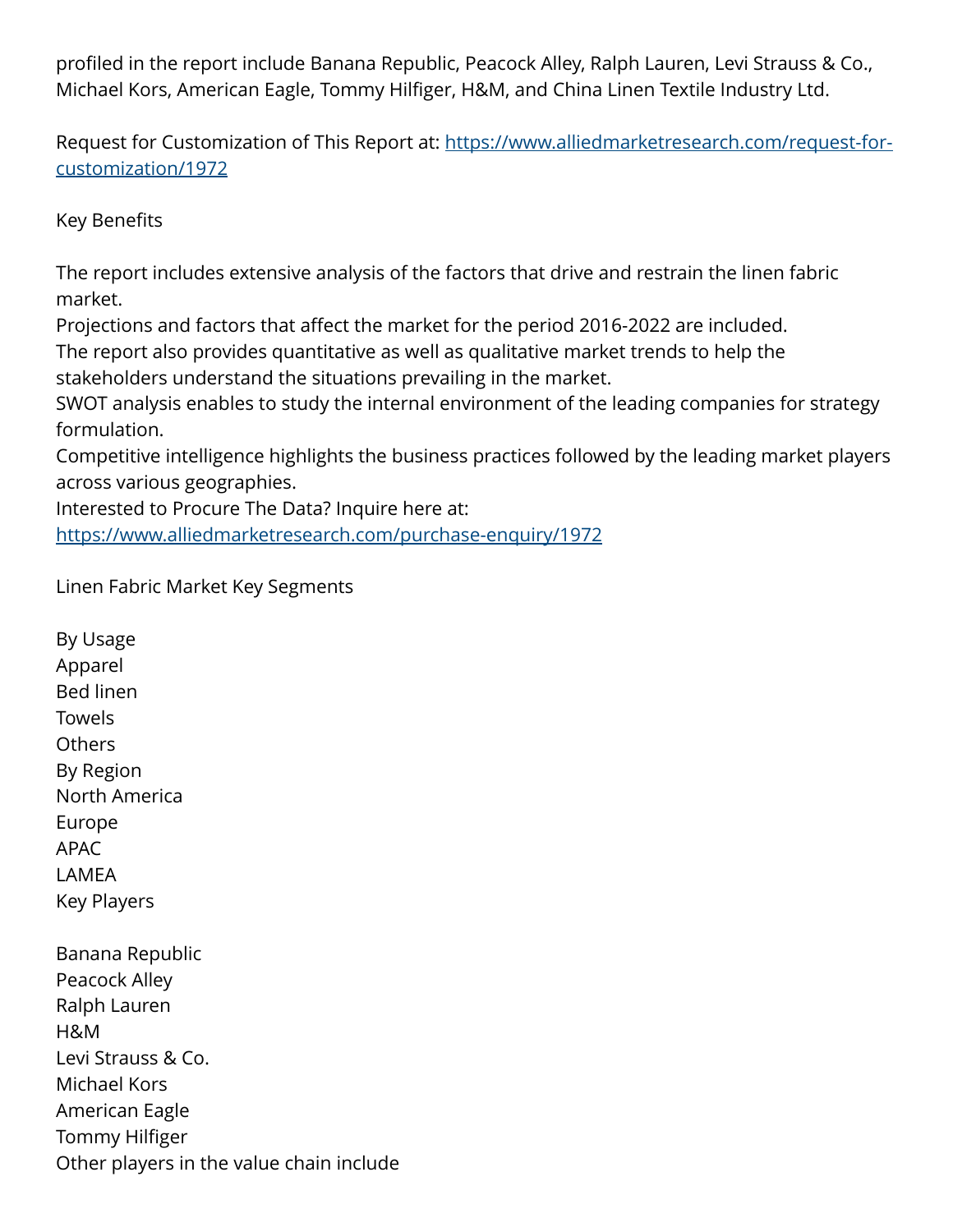profiled in the report include Banana Republic, Peacock Alley, Ralph Lauren, Levi Strauss & Co., Michael Kors, American Eagle, Tommy Hilfiger, H&M, and China Linen Textile Industry Ltd.

Request for Customization of This Report at: [https://www.alliedmarketresearch.com/request-for-customization/1972](https://www.alliedmarketresearch.com/request-for-customization/1972)

Key Benefits

The report includes extensive analysis of the factors that drive and restrain the linen fabric market.
Projections and factors that affect the market for the period 2016-2022 are included.
The report also provides quantitative as well as qualitative market trends to help the stakeholders understand the situations prevailing in the market.
SWOT analysis enables to study the internal environment of the leading companies for strategy formulation.
Competitive intelligence highlights the business practices followed by the leading market players across various geographies.
Interested to Procure The Data? Inquire here at:
[https://www.alliedmarketresearch.com/purchase-enquiry/1972](https://www.alliedmarketresearch.com/purchase-enquiry/1972)

Linen Fabric Market Key Segments

By Usage
Apparel
Bed linen
Towels
Others
By Region
North America
Europe
APAC
LAMEA
Key Players

Banana Republic
Peacock Alley
Ralph Lauren
H&M
Levi Strauss & Co.
Michael Kors
American Eagle
Tommy Hilfiger
Other players in the value chain include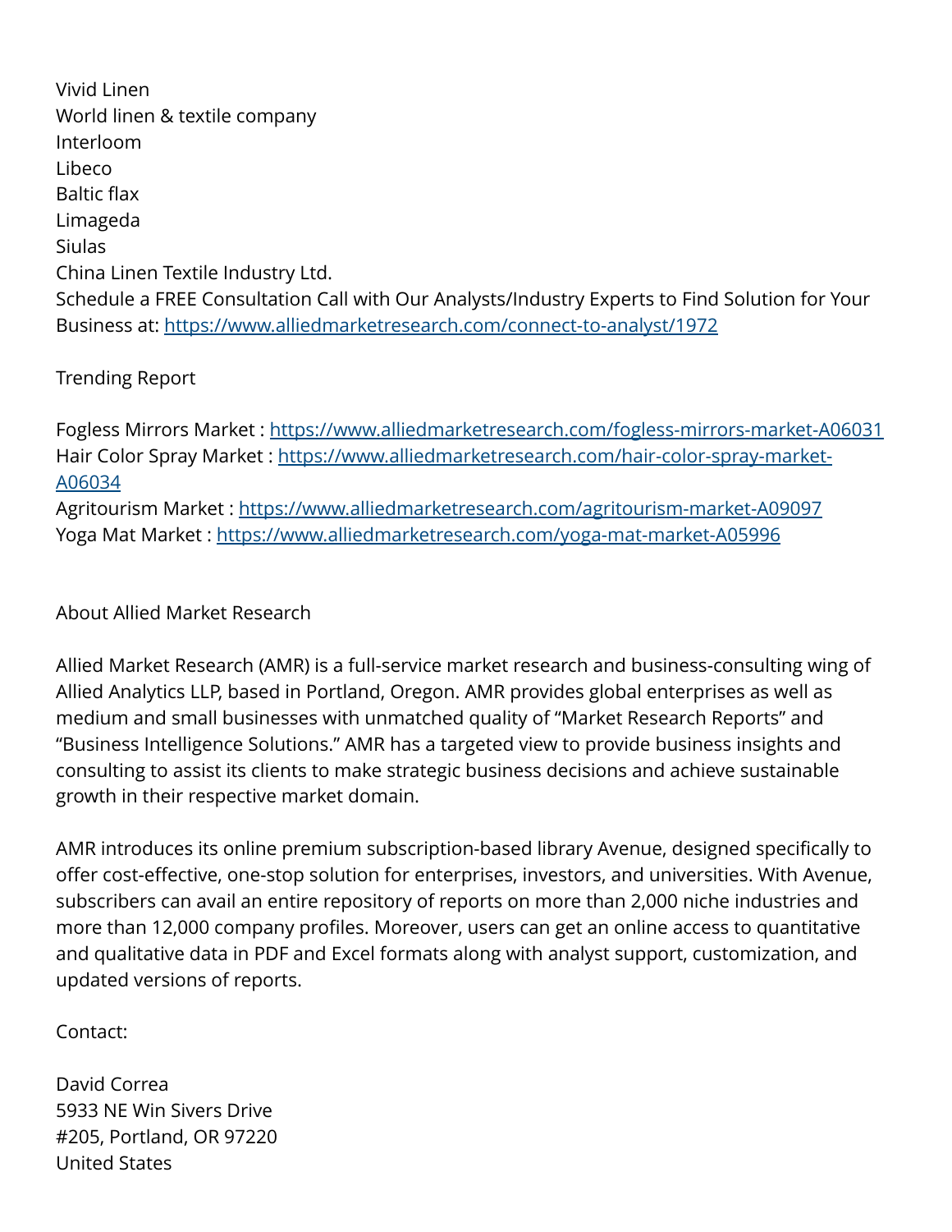Vivid Linen
World linen & textile company
Interloom
Libeco
Baltic flax
Limageda
Siulas
China Linen Textile Industry Ltd.
Schedule a FREE Consultation Call with Our Analysts/Industry Experts to Find Solution for Your Business at: https://www.alliedmarketresearch.com/connect-to-analyst/1972

Trending Report

Fogless Mirrors Market : https://www.alliedmarketresearch.com/fogless-mirrors-market-A06031
Hair Color Spray Market : https://www.alliedmarketresearch.com/hair-color-spray-market-A06034
Agritourism Market : https://www.alliedmarketresearch.com/agritourism-market-A09097
Yoga Mat Market : https://www.alliedmarketresearch.com/yoga-mat-market-A05996

About Allied Market Research

Allied Market Research (AMR) is a full-service market research and business-consulting wing of Allied Analytics LLP, based in Portland, Oregon. AMR provides global enterprises as well as medium and small businesses with unmatched quality of "Market Research Reports" and "Business Intelligence Solutions." AMR has a targeted view to provide business insights and consulting to assist its clients to make strategic business decisions and achieve sustainable growth in their respective market domain.

AMR introduces its online premium subscription-based library Avenue, designed specifically to offer cost-effective, one-stop solution for enterprises, investors, and universities. With Avenue, subscribers can avail an entire repository of reports on more than 2,000 niche industries and more than 12,000 company profiles. Moreover, users can get an online access to quantitative and qualitative data in PDF and Excel formats along with analyst support, customization, and updated versions of reports.

Contact:

David Correa
5933 NE Win Sivers Drive
#205, Portland, OR 97220
United States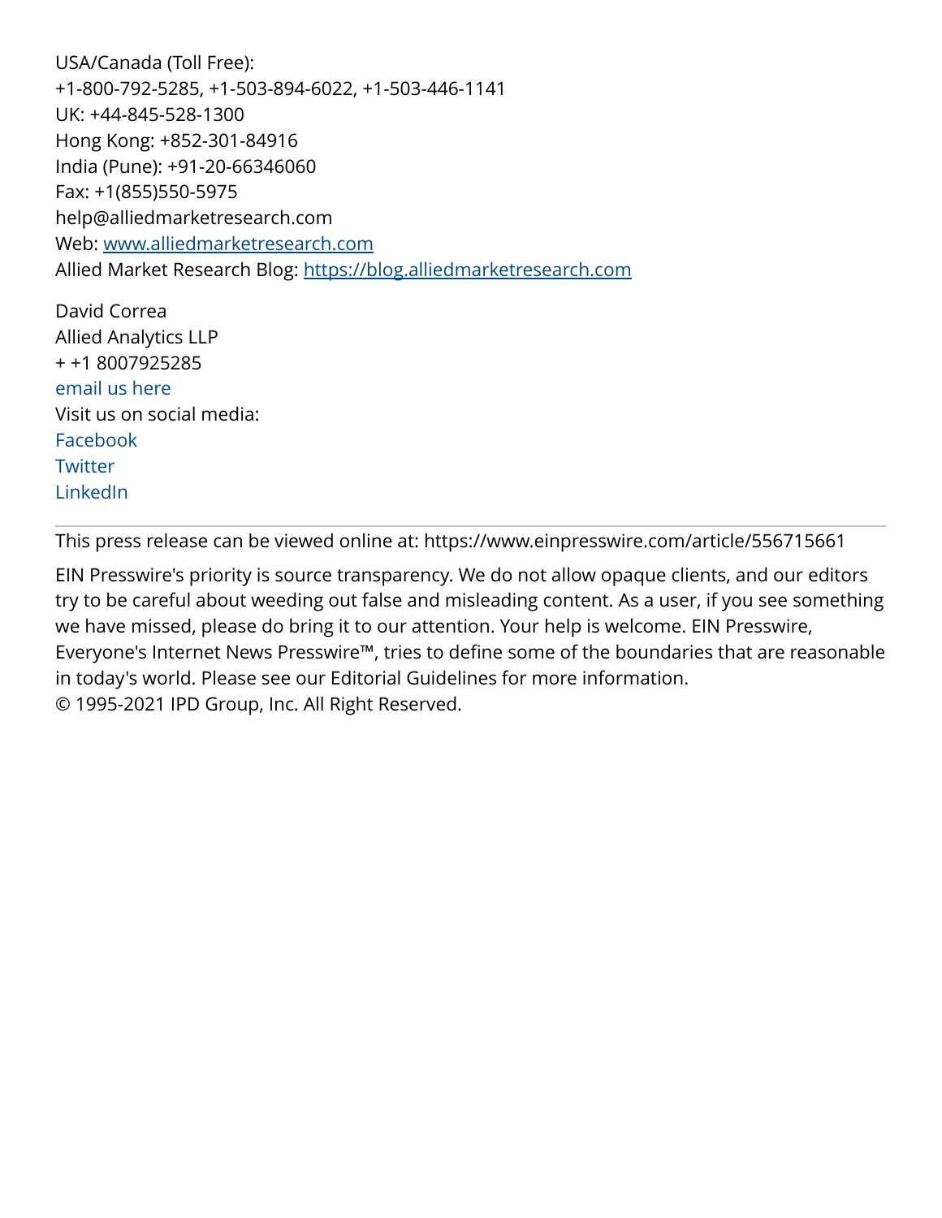USA/Canada (Toll Free):
+1-800-792-5285, +1-503-894-6022, +1-503-446-1141
UK: +44-845-528-1300
Hong Kong: +852-301-84916
India (Pune): +91-20-66346060
Fax: +1(855)550-5975
help@alliedmarketresearch.com
Web: www.alliedmarketresearch.com
Allied Market Research Blog: https://blog.alliedmarketresearch.com

David Correa
Allied Analytics LLP
+ +1 8007925285
email us here
Visit us on social media:
Facebook
Twitter
LinkedIn

---

This press release can be viewed online at: https://www.einpresswire.com/article/556715661

EIN Presswire's priority is source transparency. We do not allow opaque clients, and our editors try to be careful about weeding out false and misleading content. As a user, if you see something we have missed, please do bring it to our attention. Your help is welcome. EIN Presswire, Everyone's Internet News Presswire™, tries to define some of the boundaries that are reasonable in today's world. Please see our Editorial Guidelines for more information.
© 1995-2021 IPD Group, Inc. All Right Reserved.